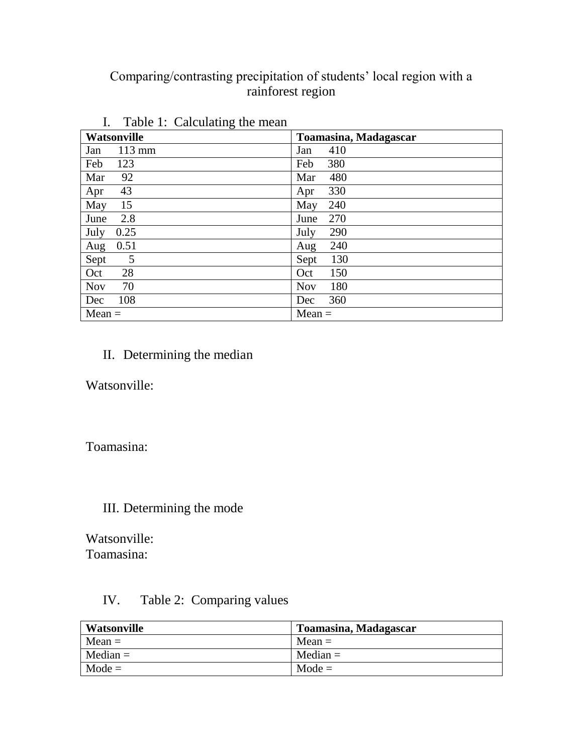# Comparing/contrasting precipitation of students' local region with a rainforest region

## I. Table 1: Calculating the mean

| **Watsonville** | **Toamasina, Madagascar** |
|---|---|
| Jan 113 mm | Jan 410 |
| Feb 123 | Feb 380 |
| Mar 92 | Mar 480 |
| Apr 43 | Apr 330 |
| May 15 | May 240 |
| June 2.8 | June 270 |
| July 0.25 | July 290 |
| Aug 0.51 | Aug 240 |
| Sept 5 | Sept 130 |
| Oct 28 | Oct 150 |
| Nov 70 | Nov 180 |
| Dec 108 | Dec 360 |
| Mean = | Mean = |

## II. Determining the median

Watsonville:

Toamasina:

## III. Determining the mode

Watsonville:
Toamasina:

## IV. Table 2: Comparing values

| **Watsonville** | **Toamasina, Madagascar** |
|---|---|
| Mean = | Mean = |
| Median = | Median = |
| Mode = | Mode = |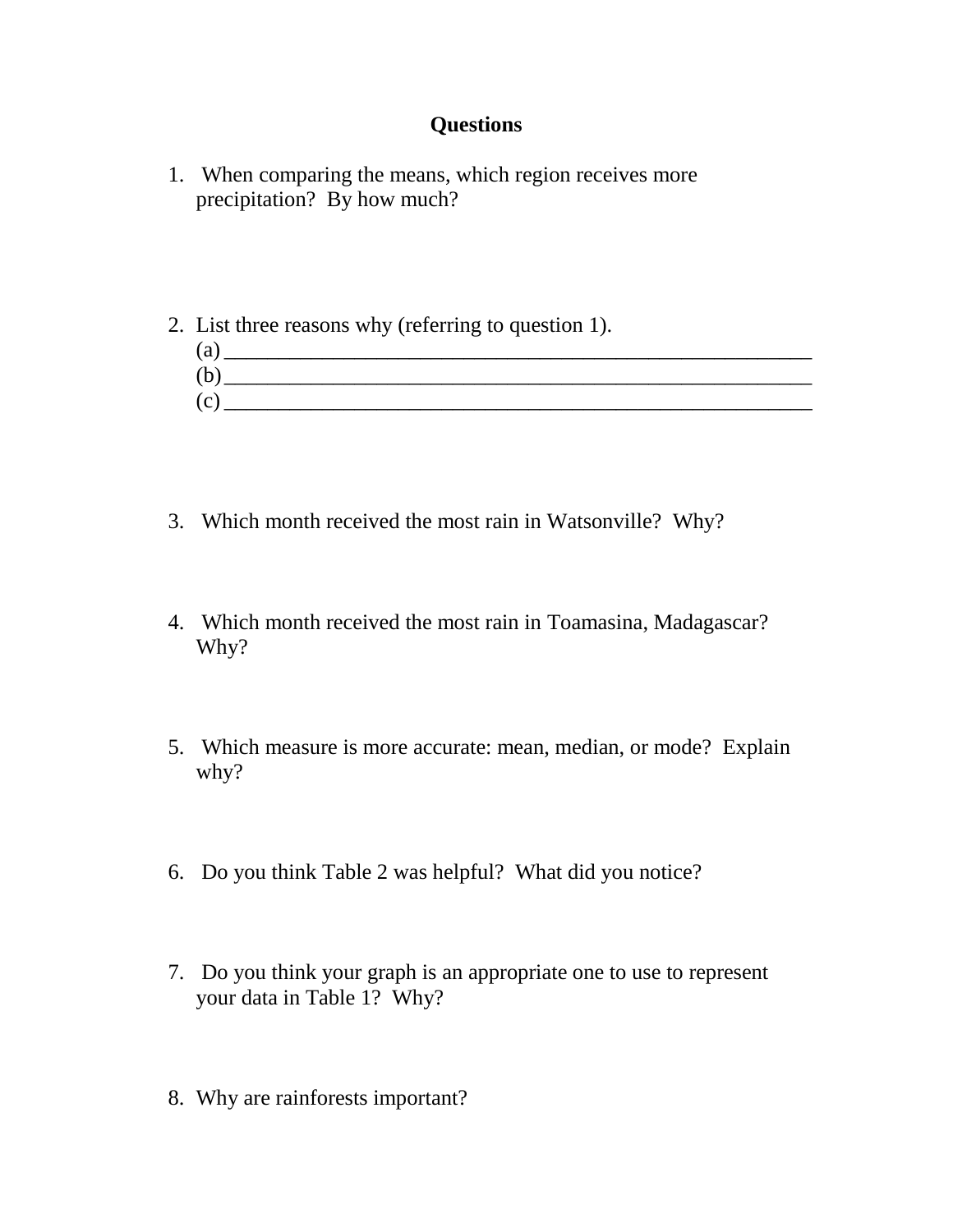# Questions

1. When comparing the means, which region receives more precipitation? By how much?

2. List three reasons why (referring to question 1).
   (a) ________________________________________________________
   (b) ________________________________________________________
   (c) ________________________________________________________

3. Which month received the most rain in Watsonville? Why?

4. Which month received the most rain in Toamasina, Madagascar? Why?

5. Which measure is more accurate: mean, median, or mode? Explain why?

6. Do you think Table 2 was helpful? What did you notice?

7. Do you think your graph is an appropriate one to use to represent your data in Table 1? Why?

8. Why are rainforests important?